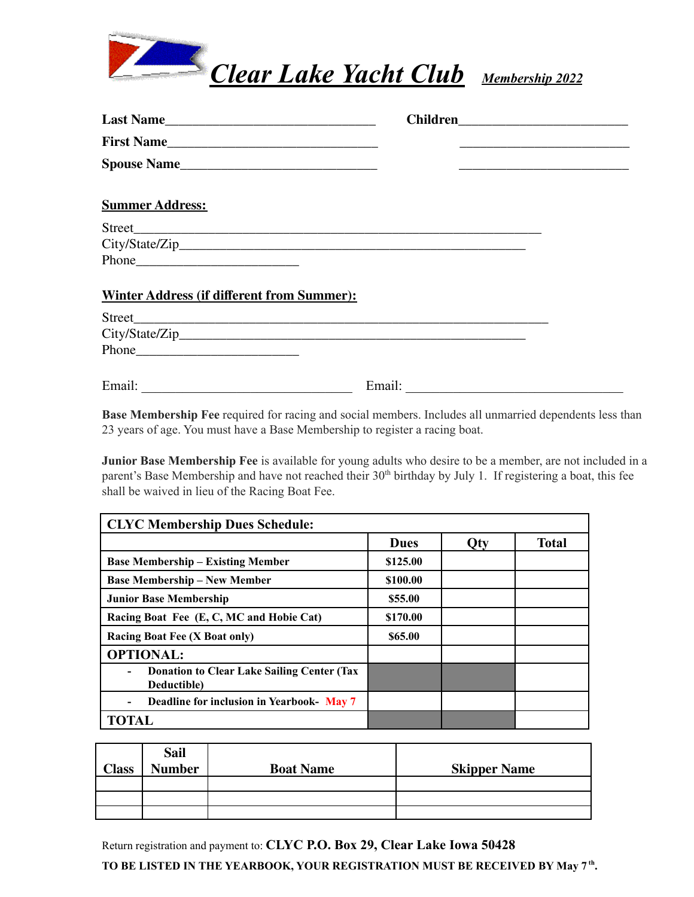# Clear Lake Yacht Club *Membership 2022*

**Last Name**______________________________ **Children**________________________

**First Name**______________________________ ________________________

**Spouse Name**____________________________ ________________________

**Summer Address:**

Street__________________________________________________________

City/State/Zip____________________________________________________

Phone________________________

**Winter Address (if different from Summer):**

Street__________________________________________________________

City/State/Zip____________________________________________________

Phone________________________

Email: ______________________________ Email: ________________________________

**Base Membership Fee** required for racing and social members. Includes all unmarried dependents less than 23 years of age. You must have a Base Membership to register a racing boat.

**Junior Base Membership Fee** is available for young adults who desire to be a member, are not included in a parent's Base Membership and have not reached their 30th birthday by July 1. If registering a boat, this fee shall be waived in lieu of the Racing Boat Fee.

| CLYC Membership Dues Schedule: | | | |
|---|---|---|---|
| | **Dues** | **Qty** | **Total** |
| **Base Membership – Existing Member** | **$125.00** | | |
| **Base Membership – New Member** | **$100.00** | | |
| **Junior Base Membership** | **$55.00** | | |
| **Racing Boat Fee (E, C, MC and Hobie Cat)** | **$170.00** | | |
| **Racing Boat Fee (X Boat only)** | **$65.00** | | |
| **OPTIONAL:** | | | |
| - **Donation to Clear Lake Sailing Center (Tax Deductible)** | | | |
| - **Deadline for inclusion in Yearbook- May 7** | | | |
| **TOTAL** | | | |

| Class | Sail Number | Boat Name | Skipper Name |
|---|---|---|---|
| | | | |
| | | | |
| | | | |

Return registration and payment to: **CLYC P.O. Box 29, Clear Lake Iowa 50428**

**TO BE LISTED IN THE YEARBOOK, YOUR REGISTRATION MUST BE RECEIVED BY May 7th.**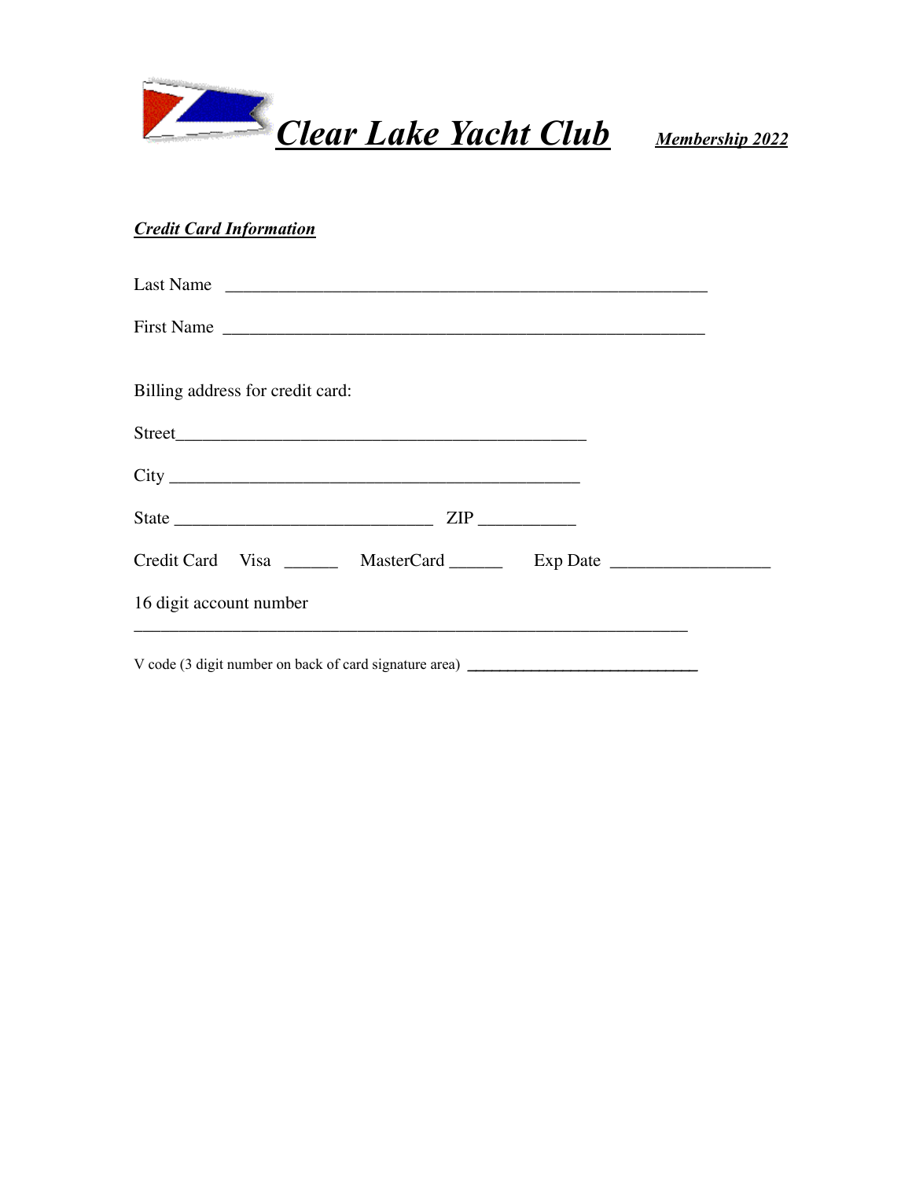# *Clear Lake Yacht Club*

***Membership 2022***

***Credit Card Information***

Last Name ______________________________________________________

First Name ______________________________________________________

Billing address for credit card:

Street_______________________________________________

City _______________________________________________

State _____________________________ ZIP ___________

Credit Card Visa ______ MasterCard ______ Exp Date __________________

16 digit account number

_______________________________________________________________

V code (3 digit number on back of card signature area) ___________________________